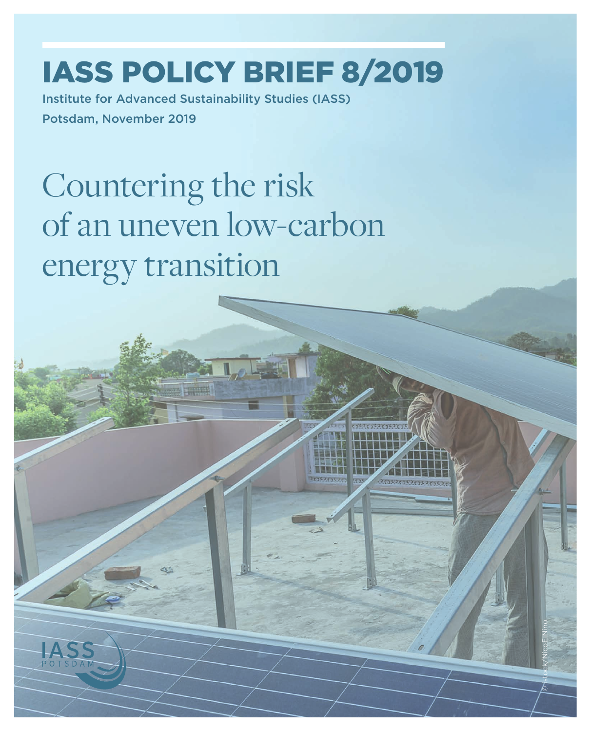# IASS POLICY BRIEF 8/2019

Institute for Advanced Sustainability Studies (IASS)

Potsdam, November 2019

# Countering the risk of an uneven low-carbon energy transition

© istock/NicoElNino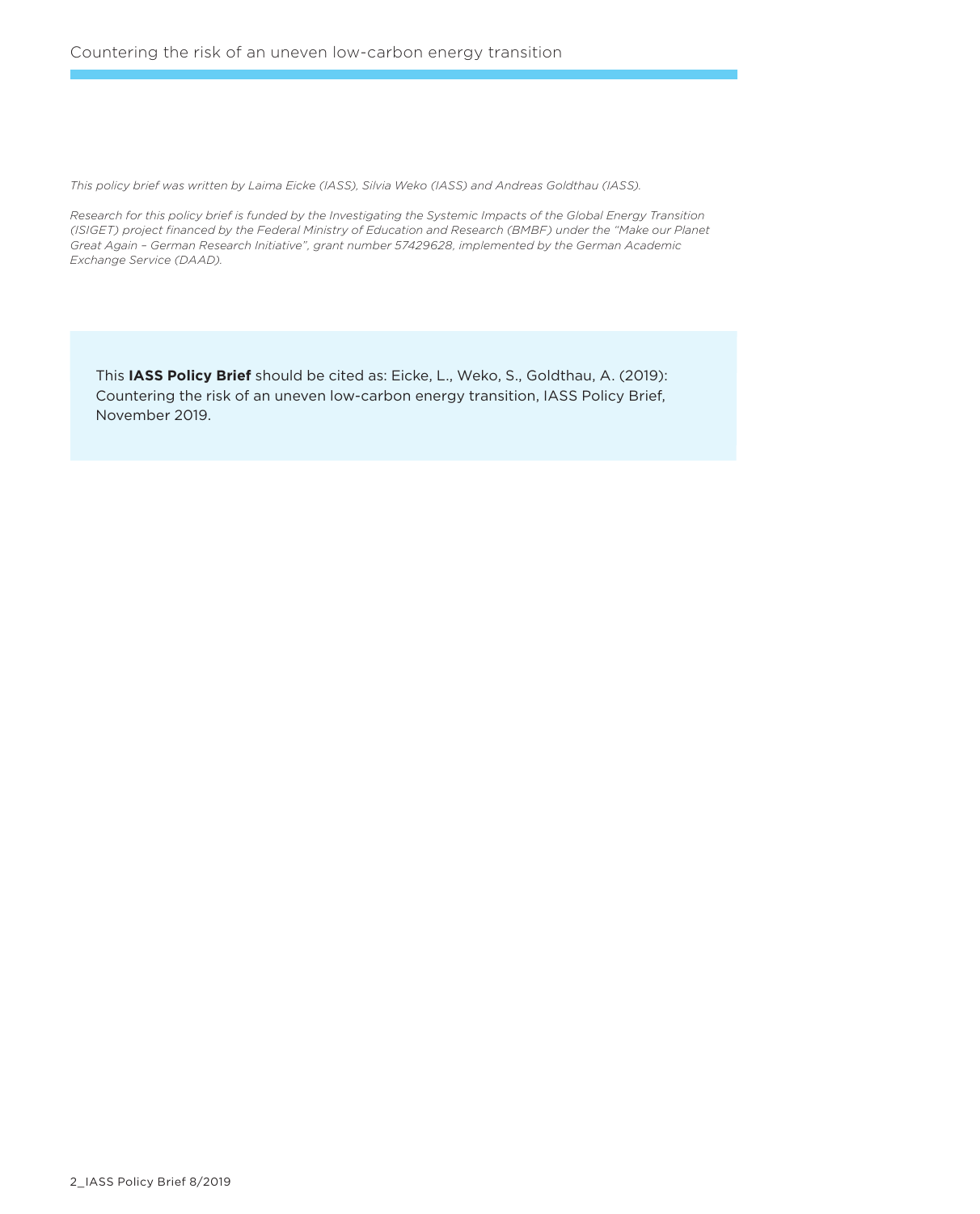*This policy brief was written by Laima Eicke (IASS), Silvia Weko (IASS) and Andreas Goldthau (IASS).*

*Research for this policy brief is funded by the Investigating the Systemic Impacts of the Global Energy Transition (ISIGET) project financed by the Federal Ministry of Education and Research (BMBF) under the "Make our Planet Great Again – German Research Initiative", grant number 57429628, implemented by the German Academic Exchange Service (DAAD).*

This **IASS Policy Brief** should be cited as: Eicke, L., Weko, S., Goldthau, A. (2019): Countering the risk of an uneven low-carbon energy transition, IASS Policy Brief, November 2019.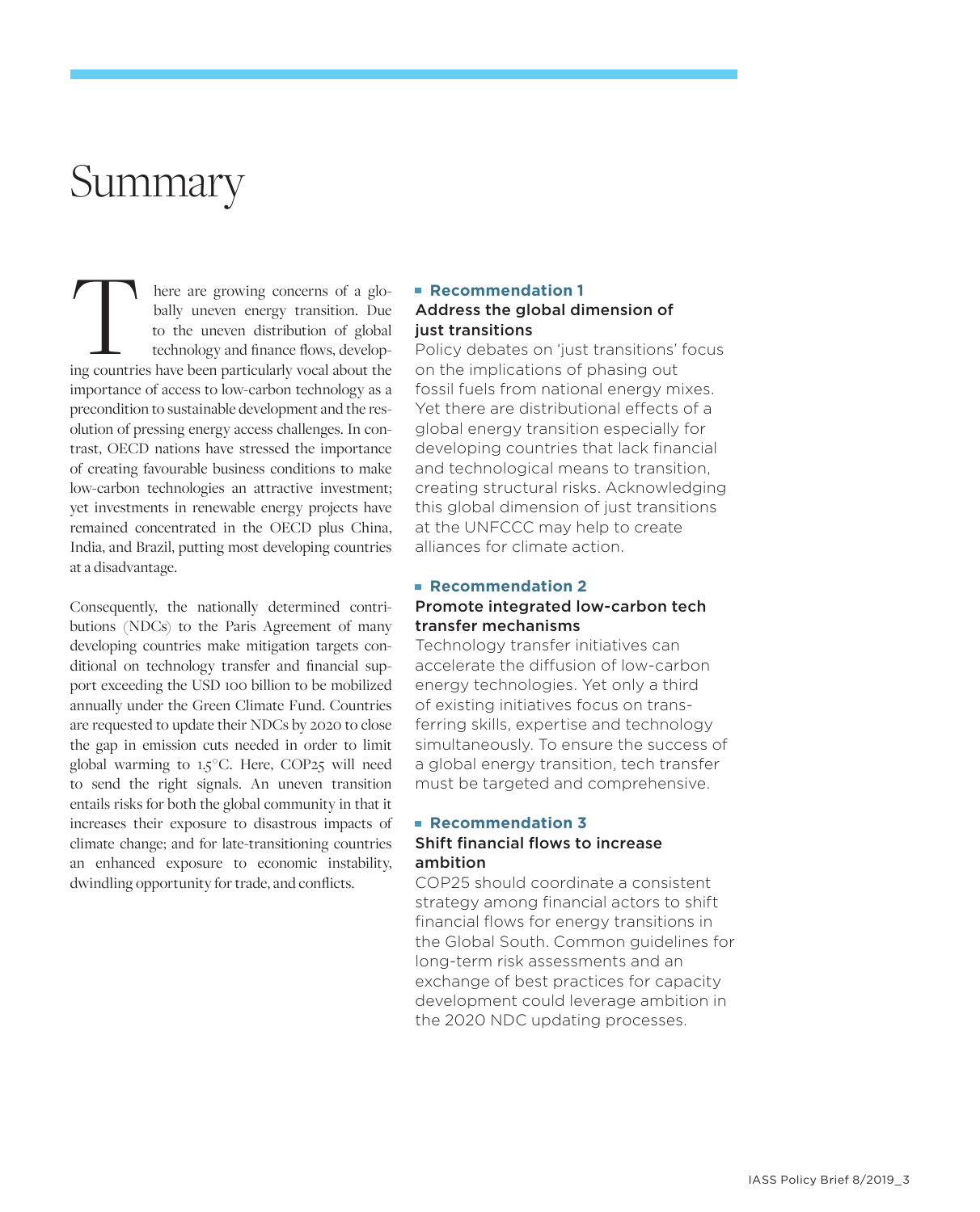# Summary

There are growing concerns of a globally uneven energy transition. Due to the uneven distribution of global technology and finance flows, developing countries have been particularly vocal about the importance of access to low-carbon technology as a precondition to sustainable development and the resolution of pressing energy access challenges. In contrast, OECD nations have stressed the importance of creating favourable business conditions to make low-carbon technologies an attractive investment; yet investments in renewable energy projects have remained concentrated in the OECD plus China, India, and Brazil, putting most developing countries at a disadvantage.

Consequently, the nationally determined contributions (NDCs) to the Paris Agreement of many developing countries make mitigation targets conditional on technology transfer and financial support exceeding the USD 100 billion to be mobilized annually under the Green Climate Fund. Countries are requested to update their NDCs by 2020 to close the gap in emission cuts needed in order to limit global warming to 1.5°C. Here, COP25 will need to send the right signals. An uneven transition entails risks for both the global community in that it increases their exposure to disastrous impacts of climate change; and for late-transitioning countries an enhanced exposure to economic instability, dwindling opportunity for trade, and conflicts.

**Recommendation 1**

**Address the global dimension of just transitions**

Policy debates on 'just transitions' focus on the implications of phasing out fossil fuels from national energy mixes. Yet there are distributional effects of a global energy transition especially for developing countries that lack financial and technological means to transition, creating structural risks. Acknowledging this global dimension of just transitions at the UNFCCC may help to create alliances for climate action.

**Recommendation 2**

**Promote integrated low-carbon tech transfer mechanisms**

Technology transfer initiatives can accelerate the diffusion of low-carbon energy technologies. Yet only a third of existing initiatives focus on transferring skills, expertise and technology simultaneously. To ensure the success of a global energy transition, tech transfer must be targeted and comprehensive.

**Recommendation 3**

**Shift financial flows to increase ambition**

COP25 should coordinate a consistent strategy among financial actors to shift financial flows for energy transitions in the Global South. Common guidelines for long-term risk assessments and an exchange of best practices for capacity development could leverage ambition in the 2020 NDC updating processes.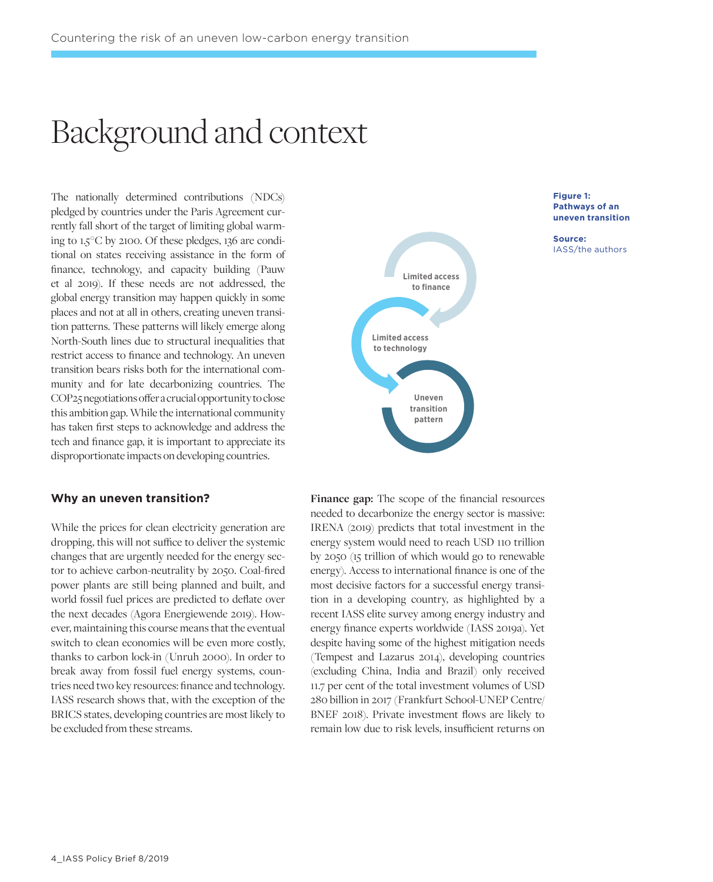# Background and context

The nationally determined contributions (NDCs) pledged by countries under the Paris Agreement currently fall short of the target of limiting global warming to 1.5°C by 2100. Of these pledges, 136 are conditional on states receiving assistance in the form of finance, technology, and capacity building (Pauw et al 2019). If these needs are not addressed, the global energy transition may happen quickly in some places and not at all in others, creating uneven transition patterns. These patterns will likely emerge along North-South lines due to structural inequalities that restrict access to finance and technology. An uneven transition bears risks both for the international community and for late decarbonizing countries. The COP25 negotiations offer a crucial opportunity to close this ambition gap. While the international community has taken first steps to acknowledge and address the tech and finance gap, it is important to appreciate its disproportionate impacts on developing countries.

Limited access to finance

Limited access to technology

Uneven transition pattern

**Figure 1: Pathways of an uneven transition**

**Source:** IASS/the authors

### Why an uneven transition?

While the prices for clean electricity generation are dropping, this will not suffice to deliver the systemic changes that are urgently needed for the energy sector to achieve carbon-neutrality by 2050. Coal-fired power plants are still being planned and built, and world fossil fuel prices are predicted to deflate over the next decades (Agora Energiewende 2019). However, maintaining this course means that the eventual switch to clean economies will be even more costly, thanks to carbon lock-in (Unruh 2000). In order to break away from fossil fuel energy systems, countries need two key resources: finance and technology. IASS research shows that, with the exception of the BRICS states, developing countries are most likely to be excluded from these streams.

**Finance gap:** The scope of the financial resources needed to decarbonize the energy sector is massive: IRENA (2019) predicts that total investment in the energy system would need to reach USD 110 trillion by 2050 (15 trillion of which would go to renewable energy). Access to international finance is one of the most decisive factors for a successful energy transition in a developing country, as highlighted by a recent IASS elite survey among energy industry and energy finance experts worldwide (IASS 2019a). Yet despite having some of the highest mitigation needs (Tempest and Lazarus 2014), developing countries (excluding China, India and Brazil) only received 11.7 per cent of the total investment volumes of USD 280 billion in 2017 (Frankfurt School-UNEP Centre/BNEF 2018). Private investment flows are likely to remain low due to risk levels, insufficient returns on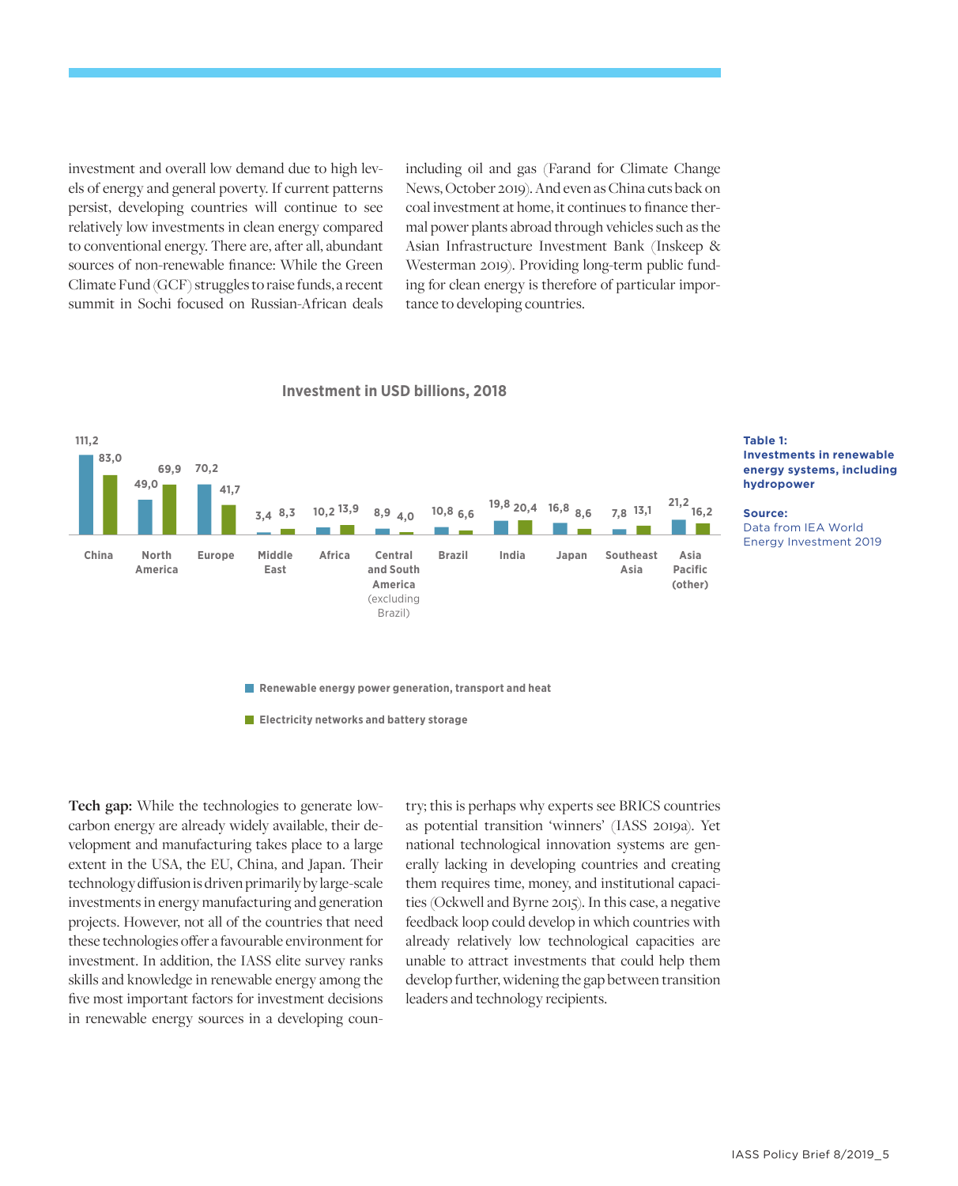investment and overall low demand due to high levels of energy and general poverty. If current patterns persist, developing countries will continue to see relatively low investments in clean energy compared to conventional energy. There are, after all, abundant sources of non-renewable finance: While the Green Climate Fund (GCF) struggles to raise funds, a recent summit in Sochi focused on Russian-African deals including oil and gas (Farand for Climate Change News, October 2019). And even as China cuts back on coal investment at home, it continues to finance thermal power plants abroad through vehicles such as the Asian Infrastructure Investment Bank (Inskeep & Westerman 2019). Providing long-term public funding for clean energy is therefore of particular importance to developing countries.

**Investment in USD billions, 2018**

| Region | Renewable energy power generation, transport and heat | Electricity networks and battery storage |
|---|---|---|
| China | 111,2 | 83,0 |
| North America | 49,0 | 69,9 |
| Europe | 70,2 | 41,7 |
| Middle East | 3,4 | 8,3 |
| Africa | 10,2 | 13,9 |
| Central and South America (excluding Brazil) | 8,9 | 4,0 |
| Brazil | 10,8 | 6,6 |
| India | 19,8 | 20,4 |
| Japan | 16,8 | 8,6 |
| Southeast Asia | 7,8 | 13,1 |
| Asia Pacific (other) | 21,2 | 16,2 |

**Table 1: Investments in renewable energy systems, including hydropower**

**Source:** Data from IEA World Energy Investment 2019

**Tech gap:** While the technologies to generate low-carbon energy are already widely available, their development and manufacturing takes place to a large extent in the USA, the EU, China, and Japan. Their technology diffusion is driven primarily by large-scale investments in energy manufacturing and generation projects. However, not all of the countries that need these technologies offer a favourable environment for investment. In addition, the IASS elite survey ranks skills and knowledge in renewable energy among the five most important factors for investment decisions in renewable energy sources in a developing country; this is perhaps why experts see BRICS countries as potential transition 'winners' (IASS 2019a). Yet national technological innovation systems are generally lacking in developing countries and creating them requires time, money, and institutional capacities (Ockwell and Byrne 2015). In this case, a negative feedback loop could develop in which countries with already relatively low technological capacities are unable to attract investments that could help them develop further, widening the gap between transition leaders and technology recipients.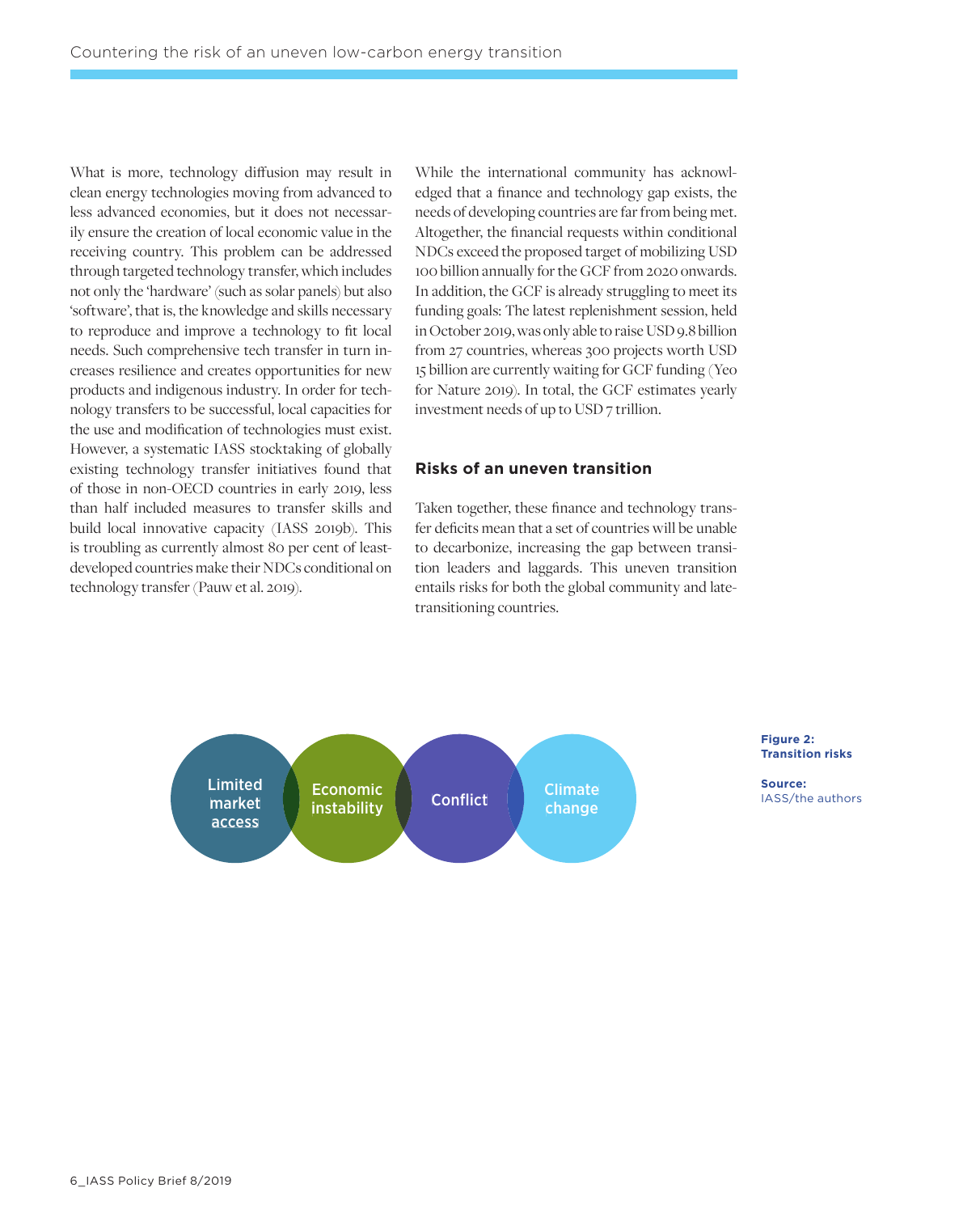What is more, technology diffusion may result in clean energy technologies moving from advanced to less advanced economies, but it does not necessarily ensure the creation of local economic value in the receiving country. This problem can be addressed through targeted technology transfer, which includes not only the 'hardware' (such as solar panels) but also 'software', that is, the knowledge and skills necessary to reproduce and improve a technology to fit local needs. Such comprehensive tech transfer in turn increases resilience and creates opportunities for new products and indigenous industry. In order for technology transfers to be successful, local capacities for the use and modification of technologies must exist. However, a systematic IASS stocktaking of globally existing technology transfer initiatives found that of those in non-OECD countries in early 2019, less than half included measures to transfer skills and build local innovative capacity (IASS 2019b). This is troubling as currently almost 80 per cent of least-developed countries make their NDCs conditional on technology transfer (Pauw et al. 2019).

While the international community has acknowledged that a finance and technology gap exists, the needs of developing countries are far from being met. Altogether, the financial requests within conditional NDCs exceed the proposed target of mobilizing USD 100 billion annually for the GCF from 2020 onwards. In addition, the GCF is already struggling to meet its funding goals: The latest replenishment session, held in October 2019, was only able to raise USD 9.8 billion from 27 countries, whereas 300 projects worth USD 15 billion are currently waiting for GCF funding (Yeo for Nature 2019). In total, the GCF estimates yearly investment needs of up to USD 7 trillion.

## Risks of an uneven transition

Taken together, these finance and technology transfer deficits mean that a set of countries will be unable to decarbonize, increasing the gap between transition leaders and laggards. This uneven transition entails risks for both the global community and late-transitioning countries.

Limited market access — Economic instability — Conflict — Climate change

**Figure 2: Transition risks**

**Source:** IASS/the authors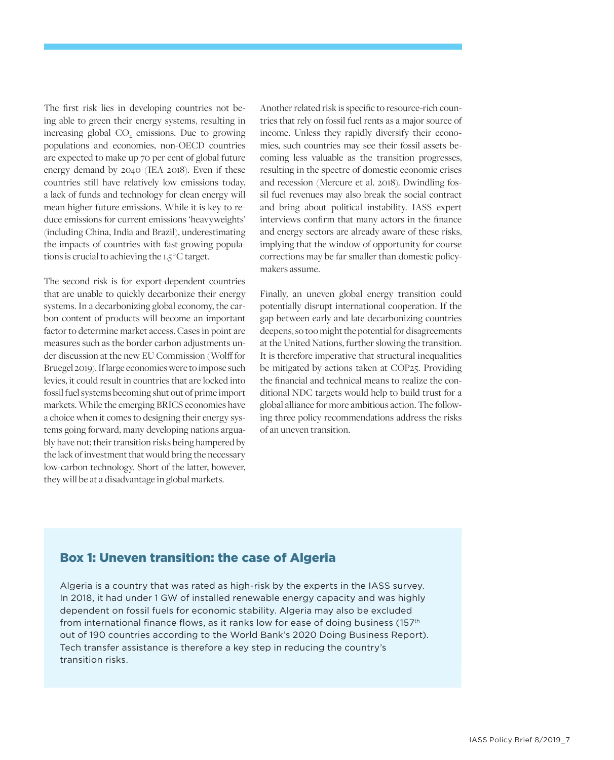The first risk lies in developing countries not being able to green their energy systems, resulting in increasing global $CO_2$ emissions. Due to growing populations and economies, non-OECD countries are expected to make up 70 per cent of global future energy demand by 2040 (IEA 2018). Even if these countries still have relatively low emissions today, a lack of funds and technology for clean energy will mean higher future emissions. While it is key to reduce emissions for current emissions 'heavyweights' (including China, India and Brazil), underestimating the impacts of countries with fast-growing populations is crucial to achieving the 1.5°C target.

The second risk is for export-dependent countries that are unable to quickly decarbonize their energy systems. In a decarbonizing global economy, the carbon content of products will become an important factor to determine market access. Cases in point are measures such as the border carbon adjustments under discussion at the new EU Commission (Wolff for Bruegel 2019). If large economies were to impose such levies, it could result in countries that are locked into fossil fuel systems becoming shut out of prime import markets. While the emerging BRICS economies have a choice when it comes to designing their energy systems going forward, many developing nations arguably have not; their transition risks being hampered by the lack of investment that would bring the necessary low-carbon technology. Short of the latter, however, they will be at a disadvantage in global markets.

Another related risk is specific to resource-rich countries that rely on fossil fuel rents as a major source of income. Unless they rapidly diversify their economies, such countries may see their fossil assets becoming less valuable as the transition progresses, resulting in the spectre of domestic economic crises and recession (Mercure et al. 2018). Dwindling fossil fuel revenues may also break the social contract and bring about political instability. IASS expert interviews confirm that many actors in the finance and energy sectors are already aware of these risks, implying that the window of opportunity for course corrections may be far smaller than domestic policymakers assume.

Finally, an uneven global energy transition could potentially disrupt international cooperation. If the gap between early and late decarbonizing countries deepens, so too might the potential for disagreements at the United Nations, further slowing the transition. It is therefore imperative that structural inequalities be mitigated by actions taken at COP25. Providing the financial and technical means to realize the conditional NDC targets would help to build trust for a global alliance for more ambitious action. The following three policy recommendations address the risks of an uneven transition.

## Box 1: Uneven transition: the case of Algeria

Algeria is a country that was rated as high-risk by the experts in the IASS survey. In 2018, it had under 1 GW of installed renewable energy capacity and was highly dependent on fossil fuels for economic stability. Algeria may also be excluded from international finance flows, as it ranks low for ease of doing business (157th out of 190 countries according to the World Bank's 2020 Doing Business Report). Tech transfer assistance is therefore a key step in reducing the country's transition risks.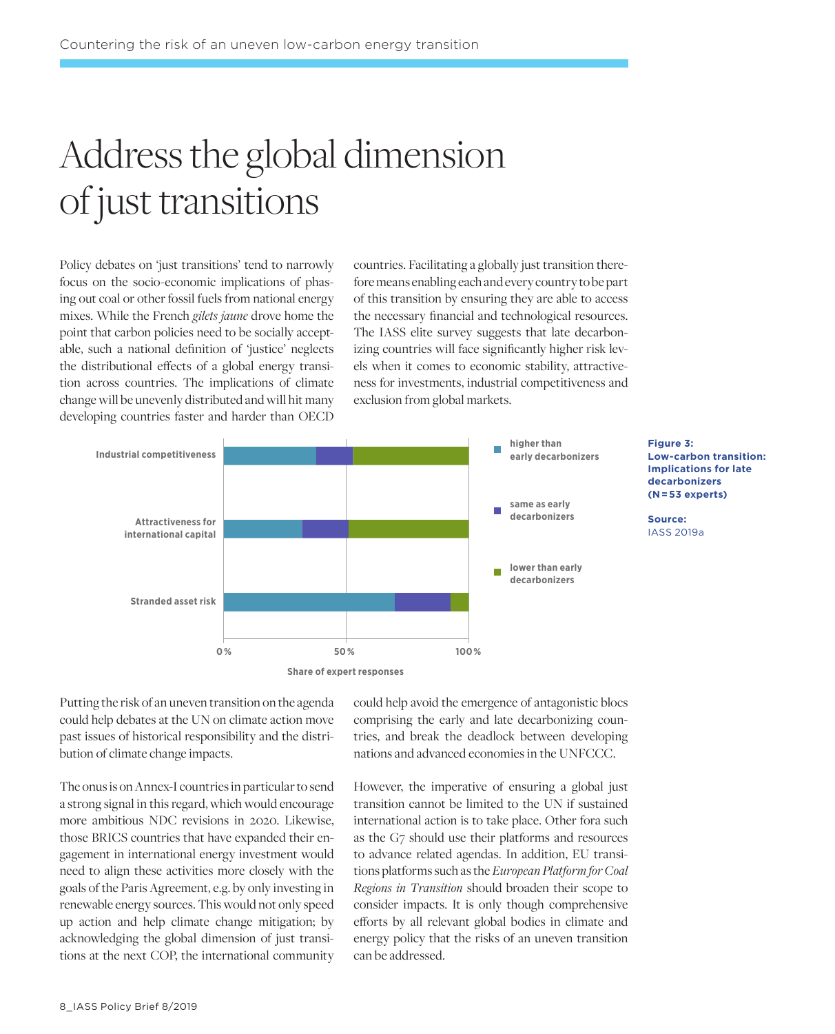# Address the global dimension of just transitions

Policy debates on 'just transitions' tend to narrowly focus on the socio-economic implications of phasing out coal or other fossil fuels from national energy mixes. While the French *gilets jaune* drove home the point that carbon policies need to be socially acceptable, such a national definition of 'justice' neglects the distributional effects of a global energy transition across countries. The implications of climate change will be unevenly distributed and will hit many developing countries faster and harder than OECD countries. Facilitating a globally just transition therefore means enabling each and every country to be part of this transition by ensuring they are able to access the necessary financial and technological resources. The IASS elite survey suggests that late decarbonizing countries will face significantly higher risk levels when it comes to economic stability, attractiveness for investments, industrial competitiveness and exclusion from global markets.

**Figure 3: Low-carbon transition: Implications for late decarbonizers (N = 53 experts)**

**Source:** IASS 2019a

Putting the risk of an uneven transition on the agenda could help debates at the UN on climate action move past issues of historical responsibility and the distribution of climate change impacts.

The onus is on Annex-I countries in particular to send a strong signal in this regard, which would encourage more ambitious NDC revisions in 2020. Likewise, those BRICS countries that have expanded their engagement in international energy investment would need to align these activities more closely with the goals of the Paris Agreement, e.g. by only investing in renewable energy sources. This would not only speed up action and help climate change mitigation; by acknowledging the global dimension of just transitions at the next COP, the international community could help avoid the emergence of antagonistic blocs comprising the early and late decarbonizing countries, and break the deadlock between developing nations and advanced economies in the UNFCCC.

However, the imperative of ensuring a global just transition cannot be limited to the UN if sustained international action is to take place. Other fora such as the G7 should use their platforms and resources to advance related agendas. In addition, EU transitions platforms such as the *European Platform for Coal Regions in Transition* should broaden their scope to consider impacts. It is only though comprehensive efforts by all relevant global bodies in climate and energy policy that the risks of an uneven transition can be addressed.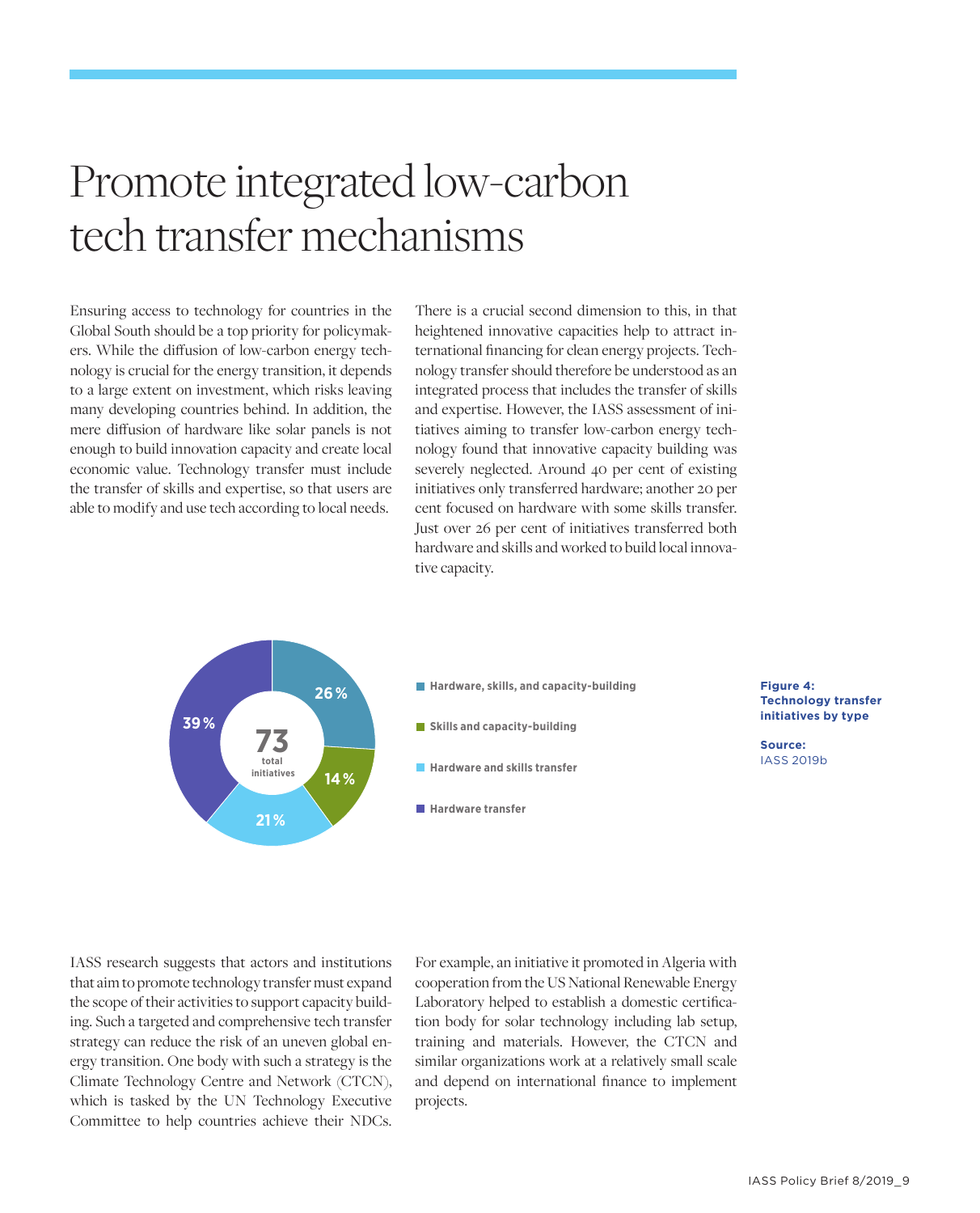# Promote integrated low-carbon tech transfer mechanisms

Ensuring access to technology for countries in the Global South should be a top priority for policymakers. While the diffusion of low-carbon energy technology is crucial for the energy transition, it depends to a large extent on investment, which risks leaving many developing countries behind. In addition, the mere diffusion of hardware like solar panels is not enough to build innovation capacity and create local economic value. Technology transfer must include the transfer of skills and expertise, so that users are able to modify and use tech according to local needs.

There is a crucial second dimension to this, in that heightened innovative capacities help to attract international financing for clean energy projects. Technology transfer should therefore be understood as an integrated process that includes the transfer of skills and expertise. However, the IASS assessment of initiatives aiming to transfer low-carbon energy technology found that innovative capacity building was severely neglected. Around 40 per cent of existing initiatives only transferred hardware; another 20 per cent focused on hardware with some skills transfer. Just over 26 per cent of initiatives transferred both hardware and skills and worked to build local innovative capacity.

73 total initiatives

- Hardware, skills, and capacity-building: 26 %
- Skills and capacity-building: 14 %
- Hardware and skills transfer: 21 %
- Hardware transfer: 39 %

**Figure 4: Technology transfer initiatives by type**

**Source:** IASS 2019b

IASS research suggests that actors and institutions that aim to promote technology transfer must expand the scope of their activities to support capacity building. Such a targeted and comprehensive tech transfer strategy can reduce the risk of an uneven global energy transition. One body with such a strategy is the Climate Technology Centre and Network (CTCN), which is tasked by the UN Technology Executive Committee to help countries achieve their NDCs. For example, an initiative it promoted in Algeria with cooperation from the US National Renewable Energy Laboratory helped to establish a domestic certification body for solar technology including lab setup, training and materials. However, the CTCN and similar organizations work at a relatively small scale and depend on international finance to implement projects.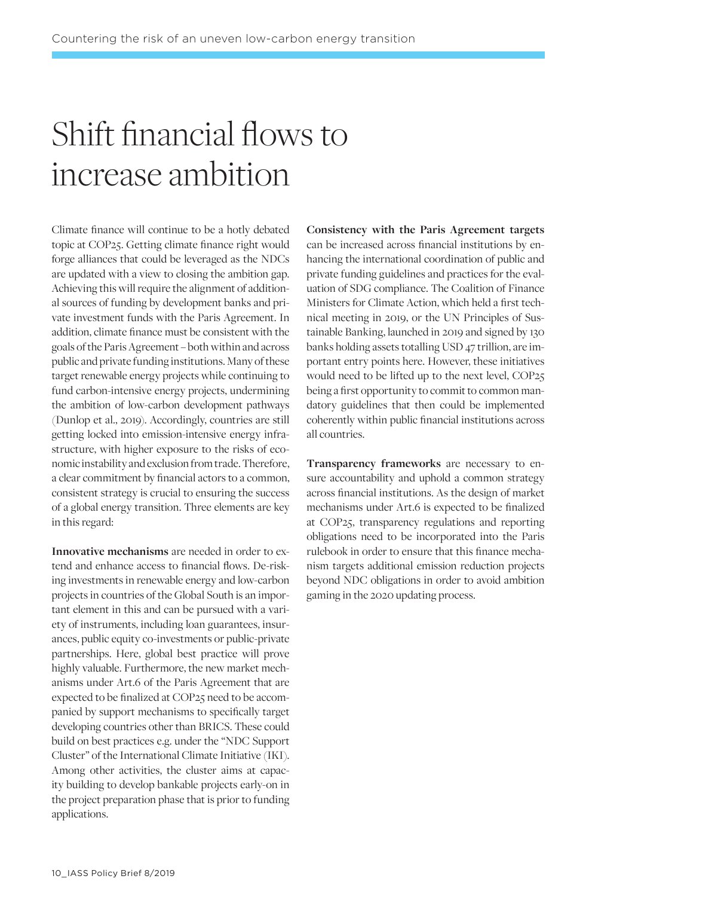# Shift financial flows to increase ambition

Climate finance will continue to be a hotly debated topic at COP25. Getting climate finance right would forge alliances that could be leveraged as the NDCs are updated with a view to closing the ambition gap. Achieving this will require the alignment of additional sources of funding by development banks and private investment funds with the Paris Agreement. In addition, climate finance must be consistent with the goals of the Paris Agreement – both within and across public and private funding institutions. Many of these target renewable energy projects while continuing to fund carbon-intensive energy projects, undermining the ambition of low-carbon development pathways (Dunlop et al., 2019). Accordingly, countries are still getting locked into emission-intensive energy infrastructure, with higher exposure to the risks of economic instability and exclusion from trade. Therefore, a clear commitment by financial actors to a common, consistent strategy is crucial to ensuring the success of a global energy transition. Three elements are key in this regard:

**Innovative mechanisms** are needed in order to extend and enhance access to financial flows. De-risking investments in renewable energy and low-carbon projects in countries of the Global South is an important element in this and can be pursued with a variety of instruments, including loan guarantees, insurances, public equity co-investments or public-private partnerships. Here, global best practice will prove highly valuable. Furthermore, the new market mechanisms under Art.6 of the Paris Agreement that are expected to be finalized at COP25 need to be accompanied by support mechanisms to specifically target developing countries other than BRICS. These could build on best practices e.g. under the "NDC Support Cluster" of the International Climate Initiative (IKI). Among other activities, the cluster aims at capacity building to develop bankable projects early-on in the project preparation phase that is prior to funding applications.

**Consistency with the Paris Agreement targets** can be increased across financial institutions by enhancing the international coordination of public and private funding guidelines and practices for the evaluation of SDG compliance. The Coalition of Finance Ministers for Climate Action, which held a first technical meeting in 2019, or the UN Principles of Sustainable Banking, launched in 2019 and signed by 130 banks holding assets totalling USD 47 trillion, are important entry points here. However, these initiatives would need to be lifted up to the next level, COP25 being a first opportunity to commit to common mandatory guidelines that then could be implemented coherently within public financial institutions across all countries.

**Transparency frameworks** are necessary to ensure accountability and uphold a common strategy across financial institutions. As the design of market mechanisms under Art.6 is expected to be finalized at COP25, transparency regulations and reporting obligations need to be incorporated into the Paris rulebook in order to ensure that this finance mechanism targets additional emission reduction projects beyond NDC obligations in order to avoid ambition gaming in the 2020 updating process.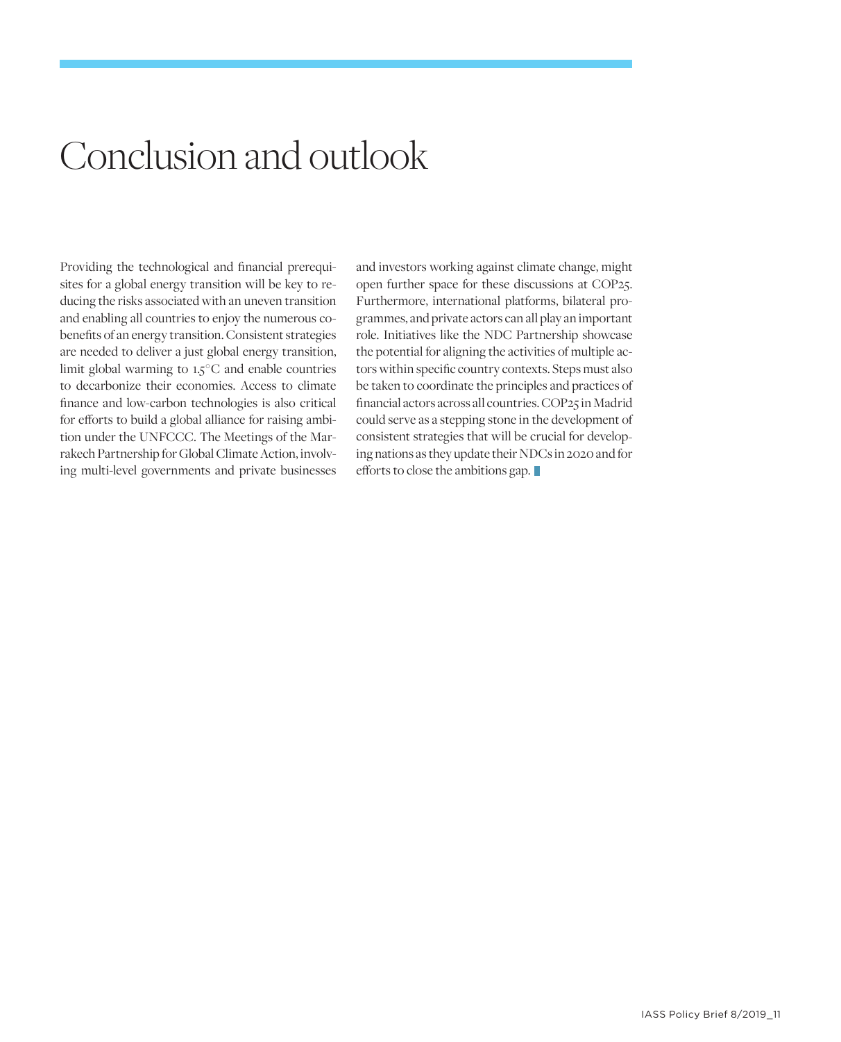# Conclusion and outlook

Providing the technological and financial prerequisites for a global energy transition will be key to reducing the risks associated with an uneven transition and enabling all countries to enjoy the numerous co-benefits of an energy transition. Consistent strategies are needed to deliver a just global energy transition, limit global warming to 1.5°C and enable countries to decarbonize their economies. Access to climate finance and low-carbon technologies is also critical for efforts to build a global alliance for raising ambition under the UNFCCC. The Meetings of the Marrakech Partnership for Global Climate Action, involving multi-level governments and private businesses and investors working against climate change, might open further space for these discussions at COP25. Furthermore, international platforms, bilateral programmes, and private actors can all play an important role. Initiatives like the NDC Partnership showcase the potential for aligning the activities of multiple actors within specific country contexts. Steps must also be taken to coordinate the principles and practices of financial actors across all countries. COP25 in Madrid could serve as a stepping stone in the development of consistent strategies that will be crucial for developing nations as they update their NDCs in 2020 and for efforts to close the ambitions gap.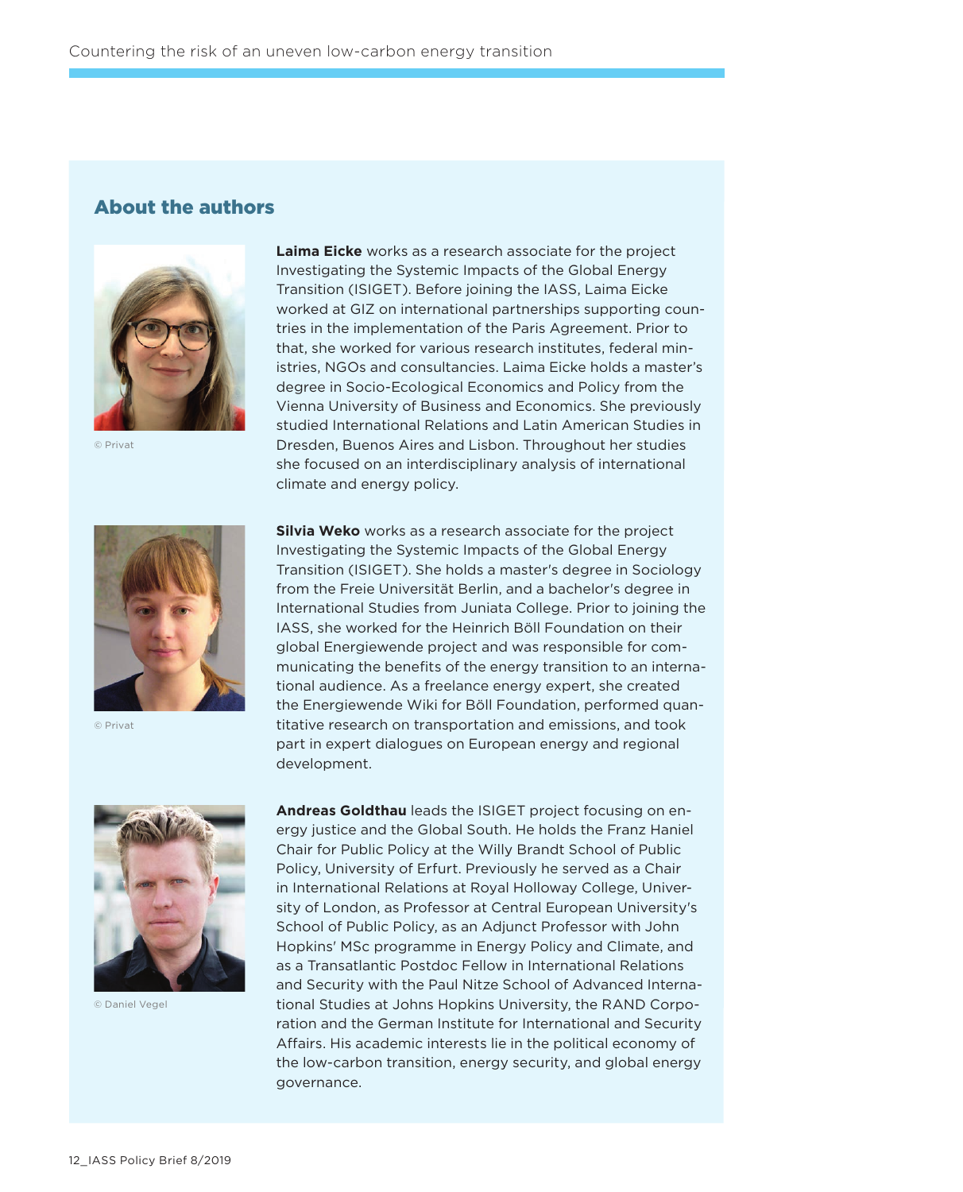## About the authors

© Privat

**Laima Eicke** works as a research associate for the project Investigating the Systemic Impacts of the Global Energy Transition (ISIGET). Before joining the IASS, Laima Eicke worked at GIZ on international partnerships supporting countries in the implementation of the Paris Agreement. Prior to that, she worked for various research institutes, federal ministries, NGOs and consultancies. Laima Eicke holds a master's degree in Socio-Ecological Economics and Policy from the Vienna University of Business and Economics. She previously studied International Relations and Latin American Studies in Dresden, Buenos Aires and Lisbon. Throughout her studies she focused on an interdisciplinary analysis of international climate and energy policy.

© Privat

**Silvia Weko** works as a research associate for the project Investigating the Systemic Impacts of the Global Energy Transition (ISIGET). She holds a master's degree in Sociology from the Freie Universität Berlin, and a bachelor's degree in International Studies from Juniata College. Prior to joining the IASS, she worked for the Heinrich Böll Foundation on their global Energiewende project and was responsible for communicating the benefits of the energy transition to an international audience. As a freelance energy expert, she created the Energiewende Wiki for Böll Foundation, performed quantitative research on transportation and emissions, and took part in expert dialogues on European energy and regional development.

© Daniel Vegel

**Andreas Goldthau** leads the ISIGET project focusing on energy justice and the Global South. He holds the Franz Haniel Chair for Public Policy at the Willy Brandt School of Public Policy, University of Erfurt. Previously he served as a Chair in International Relations at Royal Holloway College, University of London, as Professor at Central European University's School of Public Policy, as an Adjunct Professor with John Hopkins' MSc programme in Energy Policy and Climate, and as a Transatlantic Postdoc Fellow in International Relations and Security with the Paul Nitze School of Advanced International Studies at Johns Hopkins University, the RAND Corporation and the German Institute for International and Security Affairs. His academic interests lie in the political economy of the low-carbon transition, energy security, and global energy governance.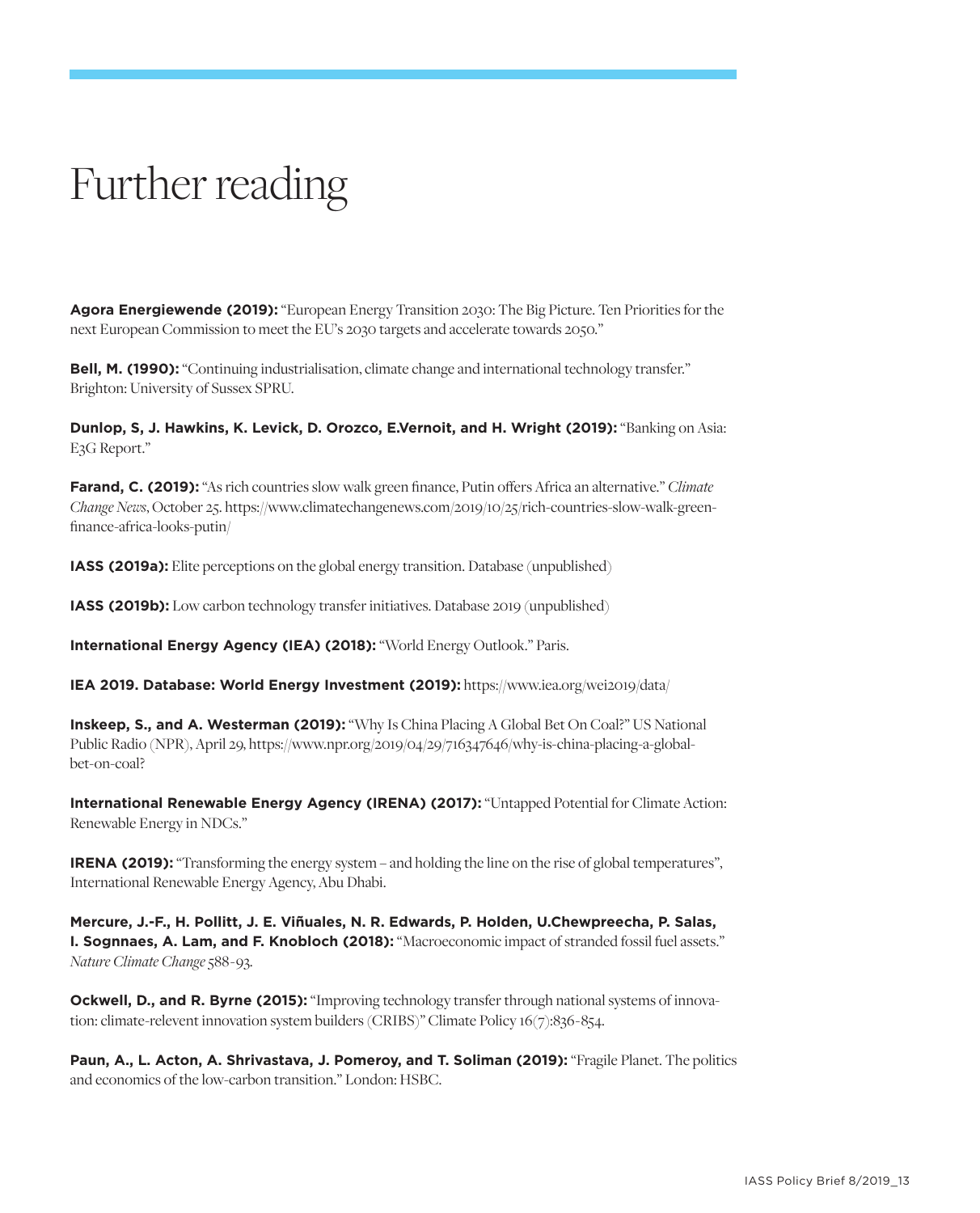# Further reading

**Agora Energiewende (2019):** "European Energy Transition 2030: The Big Picture. Ten Priorities for the next European Commission to meet the EU's 2030 targets and accelerate towards 2050."

**Bell, M. (1990):** "Continuing industrialisation, climate change and international technology transfer." Brighton: University of Sussex SPRU.

**Dunlop, S, J. Hawkins, K. Levick, D. Orozco, E.Vernoit, and H. Wright (2019):** "Banking on Asia: E3G Report."

**Farand, C. (2019):** "As rich countries slow walk green finance, Putin offers Africa an alternative." *Climate Change News*, October 25. https://www.climatechangenews.com/2019/10/25/rich-countries-slow-walk-green-finance-africa-looks-putin/

**IASS (2019a):** Elite perceptions on the global energy transition. Database (unpublished)

**IASS (2019b):** Low carbon technology transfer initiatives. Database 2019 (unpublished)

**International Energy Agency (IEA) (2018):** "World Energy Outlook." Paris.

**IEA 2019. Database: World Energy Investment (2019):** https://www.iea.org/wei2019/data/

**Inskeep, S., and A. Westerman (2019):** "Why Is China Placing A Global Bet On Coal?" US National Public Radio (NPR), April 29, https://www.npr.org/2019/04/29/716347646/why-is-china-placing-a-global-bet-on-coal?

**International Renewable Energy Agency (IRENA) (2017):** "Untapped Potential for Climate Action: Renewable Energy in NDCs."

**IRENA (2019):** "Transforming the energy system – and holding the line on the rise of global temperatures", International Renewable Energy Agency, Abu Dhabi.

**Mercure, J.-F., H. Pollitt, J. E. Viñuales, N. R. Edwards, P. Holden, U.Chewpreecha, P. Salas, I. Sognnaes, A. Lam, and F. Knobloch (2018):** "Macroeconomic impact of stranded fossil fuel assets." *Nature Climate Change* 588-93.

**Ockwell, D., and R. Byrne (2015):** "Improving technology transfer through national systems of innovation: climate-relevent innovation system builders (CRIBS)" Climate Policy 16(7):836-854.

**Paun, A., L. Acton, A. Shrivastava, J. Pomeroy, and T. Soliman (2019):** "Fragile Planet. The politics and economics of the low-carbon transition." London: HSBC.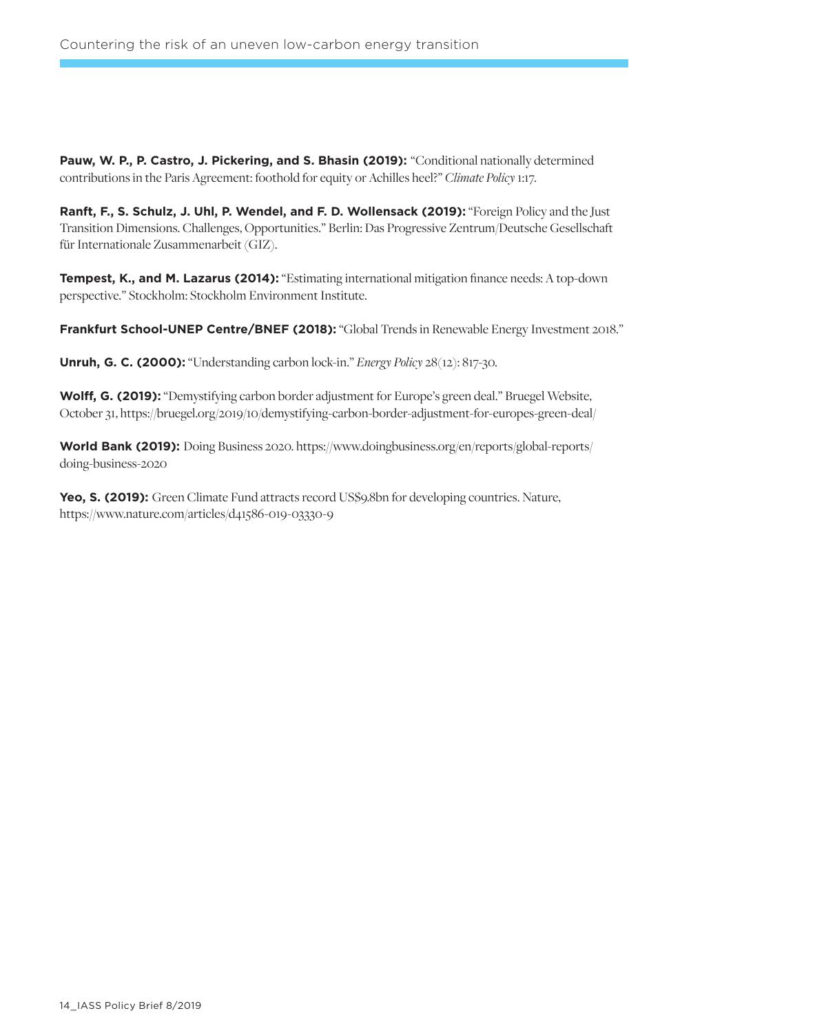**Pauw, W. P., P. Castro, J. Pickering, and S. Bhasin (2019):** "Conditional nationally determined contributions in the Paris Agreement: foothold for equity or Achilles heel?" *Climate Policy* 1:17.

**Ranft, F., S. Schulz, J. Uhl, P. Wendel, and F. D. Wollensack (2019):** "Foreign Policy and the Just Transition Dimensions. Challenges, Opportunities." Berlin: Das Progressive Zentrum/Deutsche Gesellschaft für Internationale Zusammenarbeit (GIZ).

**Tempest, K., and M. Lazarus (2014):** "Estimating international mitigation finance needs: A top-down perspective." Stockholm: Stockholm Environment Institute.

**Frankfurt School-UNEP Centre/BNEF (2018):** "Global Trends in Renewable Energy Investment 2018."

**Unruh, G. C. (2000):** "Understanding carbon lock-in." *Energy Policy* 28(12): 817-30.

**Wolff, G. (2019):** "Demystifying carbon border adjustment for Europe's green deal." Bruegel Website, October 31, https://bruegel.org/2019/10/demystifying-carbon-border-adjustment-for-europes-green-deal/

**World Bank (2019):** Doing Business 2020. https://www.doingbusiness.org/en/reports/global-reports/doing-business-2020

**Yeo, S. (2019):** Green Climate Fund attracts record US$9.8bn for developing countries. Nature, https://www.nature.com/articles/d41586-019-03330-9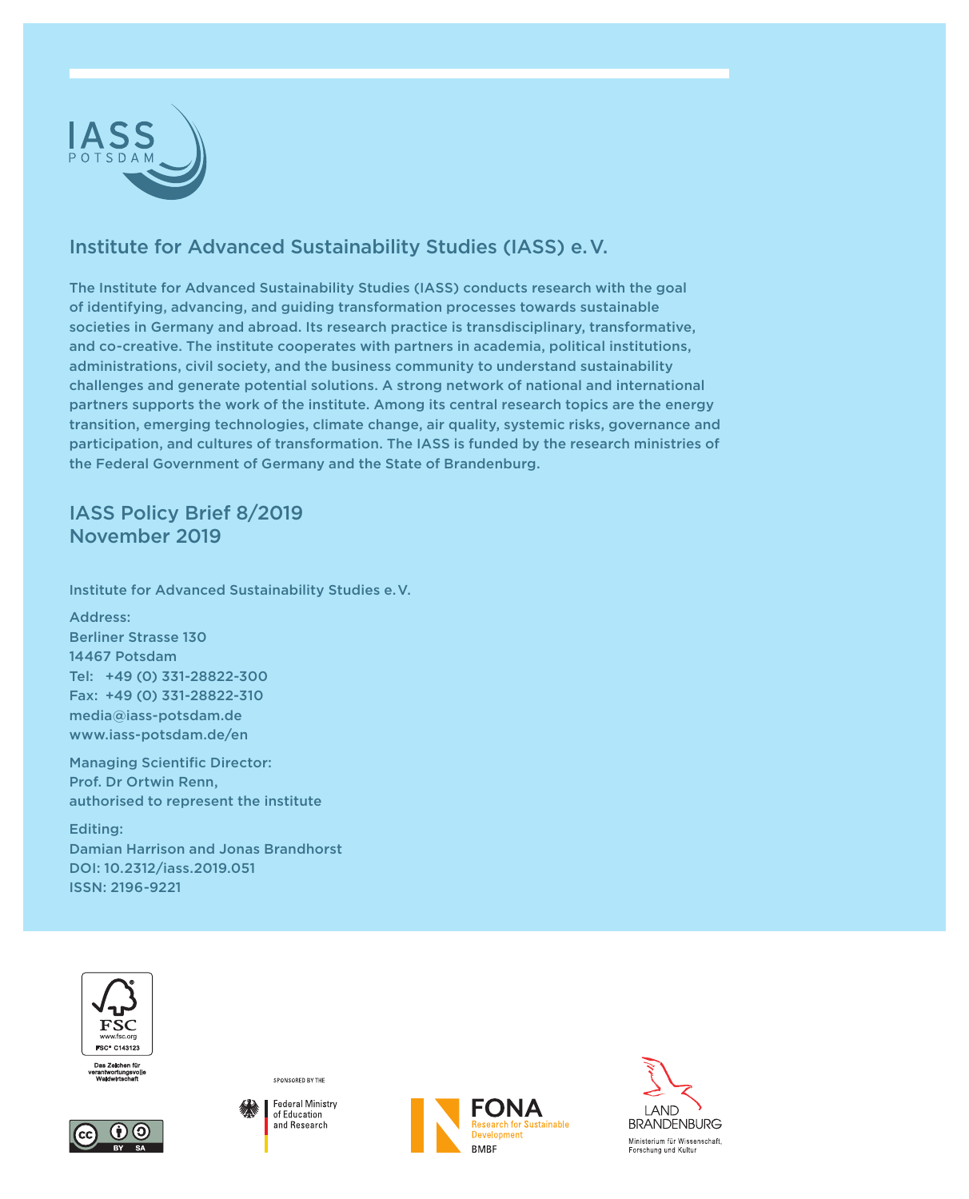IASS
POTSDAM

## Institute for Advanced Sustainability Studies (IASS) e. V.

The Institute for Advanced Sustainability Studies (IASS) conducts research with the goal of identifying, advancing, and guiding transformation processes towards sustainable societies in Germany and abroad. Its research practice is transdisciplinary, transformative, and co-creative. The institute cooperates with partners in academia, political institutions, administrations, civil society, and the business community to understand sustainability challenges and generate potential solutions. A strong network of national and international partners supports the work of the institute. Among its central research topics are the energy transition, emerging technologies, climate change, air quality, systemic risks, governance and participation, and cultures of transformation. The IASS is funded by the research ministries of the Federal Government of Germany and the State of Brandenburg.

## IASS Policy Brief 8/2019
## November 2019

Institute for Advanced Sustainability Studies e. V.

Address:
Berliner Strasse 130
14467 Potsdam
Tel: +49 (0) 331-28822-300
Fax: +49 (0) 331-28822-310
media@iass-potsdam.de
www.iass-potsdam.de/en

Managing Scientific Director:
Prof. Dr Ortwin Renn,
authorised to represent the institute

Editing:
Damian Harrison and Jonas Brandhorst
DOI: 10.2312/iass.2019.051
ISSN: 2196-9221

FSC
www.fsc.org
FSC® C143123
Das Zeichen für verantwortungsvolle Waldwirtschaft

CC BY SA

SPONSORED BY THE
Federal Ministry of Education and Research

FONA
Research for Sustainable Development
BMBF

LAND BRANDENBURG
Ministerium für Wissenschaft, Forschung und Kultur